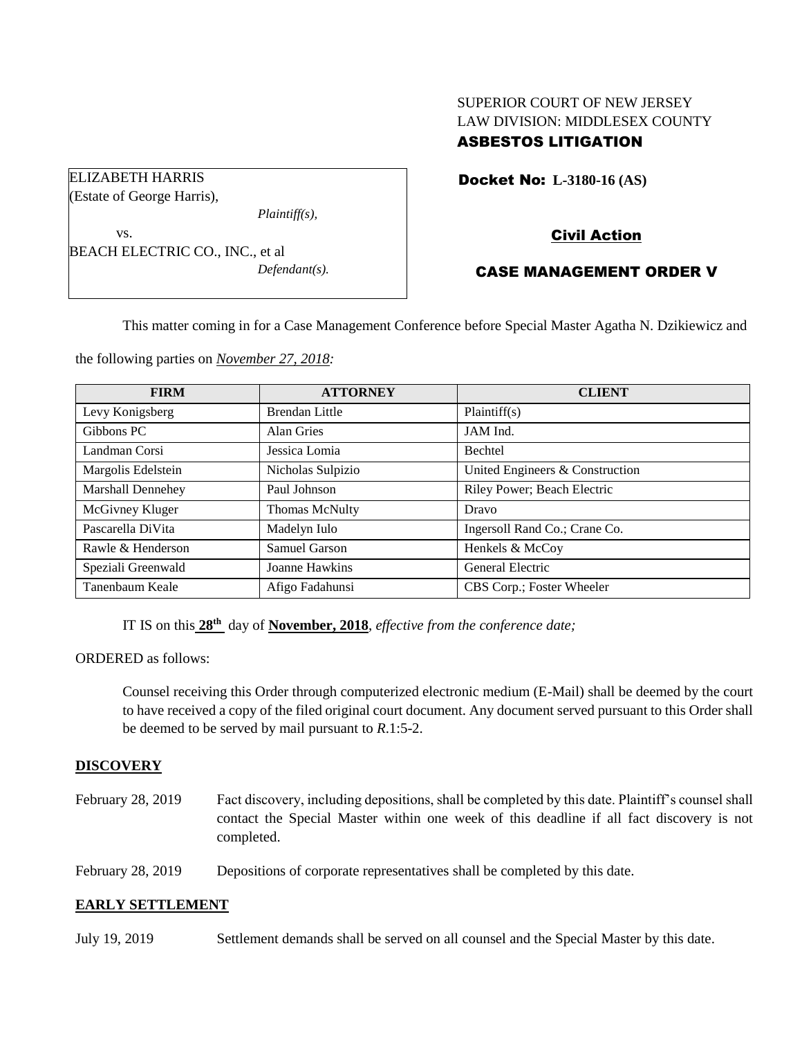SUPERIOR COURT OF NEW JERSEY
LAW DIVISION: MIDDLESEX COUNTY
**ASBESTOS LITIGATION**

ELIZABETH HARRIS
(Estate of George Harris),
*Plaintiff(s),*

vs.

BEACH ELECTRIC CO., INC., et al
*Defendant(s).*

**Docket No: L-3180-16 (AS)**

**Civil Action**

**CASE MANAGEMENT ORDER V**

This matter coming in for a Case Management Conference before Special Master Agatha N. Dzikiewicz and the following parties on *November 27, 2018:*

| FIRM | ATTORNEY | CLIENT |
|---|---|---|
| Levy Konigsberg | Brendan Little | Plaintiff(s) |
| Gibbons PC | Alan Gries | JAM Ind. |
| Landman Corsi | Jessica Lomia | Bechtel |
| Margolis Edelstein | Nicholas Sulpizio | United Engineers & Construction |
| Marshall Dennehey | Paul Johnson | Riley Power; Beach Electric |
| McGivney Kluger | Thomas McNulty | Dravo |
| Pascarella DiVita | Madelyn Iulo | Ingersoll Rand Co.; Crane Co. |
| Rawle & Henderson | Samuel Garson | Henkels & McCoy |
| Speziali Greenwald | Joanne Hawkins | General Electric |
| Tanenbaum Keale | Afigo Fadahunsi | CBS Corp.; Foster Wheeler |

IT IS on this **28th** day of **November, 2018**, *effective from the conference date;*

ORDERED as follows:

Counsel receiving this Order through computerized electronic medium (E-Mail) shall be deemed by the court to have received a copy of the filed original court document. Any document served pursuant to this Order shall be deemed to be served by mail pursuant to *R*.1:5-2.

**DISCOVERY**

February 28, 2019 — Fact discovery, including depositions, shall be completed by this date. Plaintiff's counsel shall contact the Special Master within one week of this deadline if all fact discovery is not completed.

February 28, 2019 — Depositions of corporate representatives shall be completed by this date.

**EARLY SETTLEMENT**

July 19, 2019 — Settlement demands shall be served on all counsel and the Special Master by this date.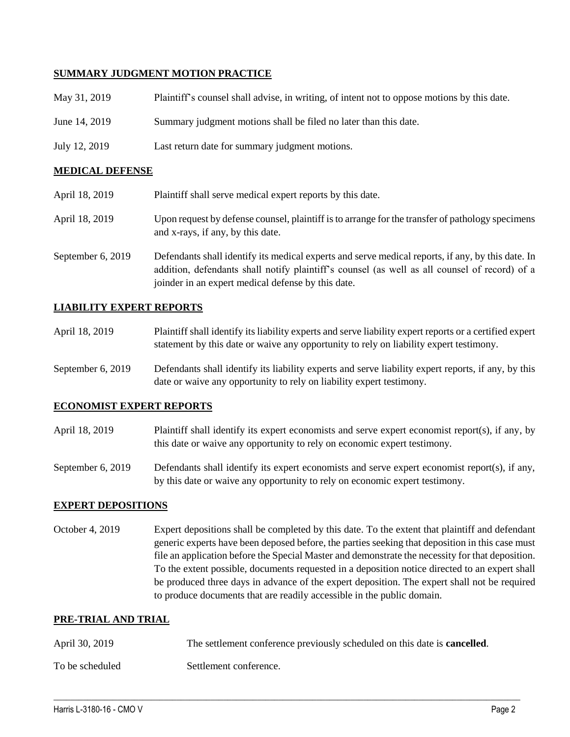**SUMMARY JUDGMENT MOTION PRACTICE**

| | |
|---|---|
| May 31, 2019 | Plaintiff's counsel shall advise, in writing, of intent not to oppose motions by this date. |
| June 14, 2019 | Summary judgment motions shall be filed no later than this date. |
| July 12, 2019 | Last return date for summary judgment motions. |

**MEDICAL DEFENSE**

| | |
|---|---|
| April 18, 2019 | Plaintiff shall serve medical expert reports by this date. |
| April 18, 2019 | Upon request by defense counsel, plaintiff is to arrange for the transfer of pathology specimens and x-rays, if any, by this date. |
| September 6, 2019 | Defendants shall identify its medical experts and serve medical reports, if any, by this date. In addition, defendants shall notify plaintiff's counsel (as well as all counsel of record) of a joinder in an expert medical defense by this date. |

**LIABILITY EXPERT REPORTS**

| | |
|---|---|
| April 18, 2019 | Plaintiff shall identify its liability experts and serve liability expert reports or a certified expert statement by this date or waive any opportunity to rely on liability expert testimony. |
| September 6, 2019 | Defendants shall identify its liability experts and serve liability expert reports, if any, by this date or waive any opportunity to rely on liability expert testimony. |

**ECONOMIST EXPERT REPORTS**

| | |
|---|---|
| April 18, 2019 | Plaintiff shall identify its expert economists and serve expert economist report(s), if any, by this date or waive any opportunity to rely on economic expert testimony. |
| September 6, 2019 | Defendants shall identify its expert economists and serve expert economist report(s), if any, by this date or waive any opportunity to rely on economic expert testimony. |

**EXPERT DEPOSITIONS**

| | |
|---|---|
| October 4, 2019 | Expert depositions shall be completed by this date. To the extent that plaintiff and defendant generic experts have been deposed before, the parties seeking that deposition in this case must file an application before the Special Master and demonstrate the necessity for that deposition. To the extent possible, documents requested in a deposition notice directed to an expert shall be produced three days in advance of the expert deposition. The expert shall not be required to produce documents that are readily accessible in the public domain. |

**PRE-TRIAL AND TRIAL**

| | |
|---|---|
| April 30, 2019 | The settlement conference previously scheduled on this date is **cancelled**. |
| To be scheduled | Settlement conference. |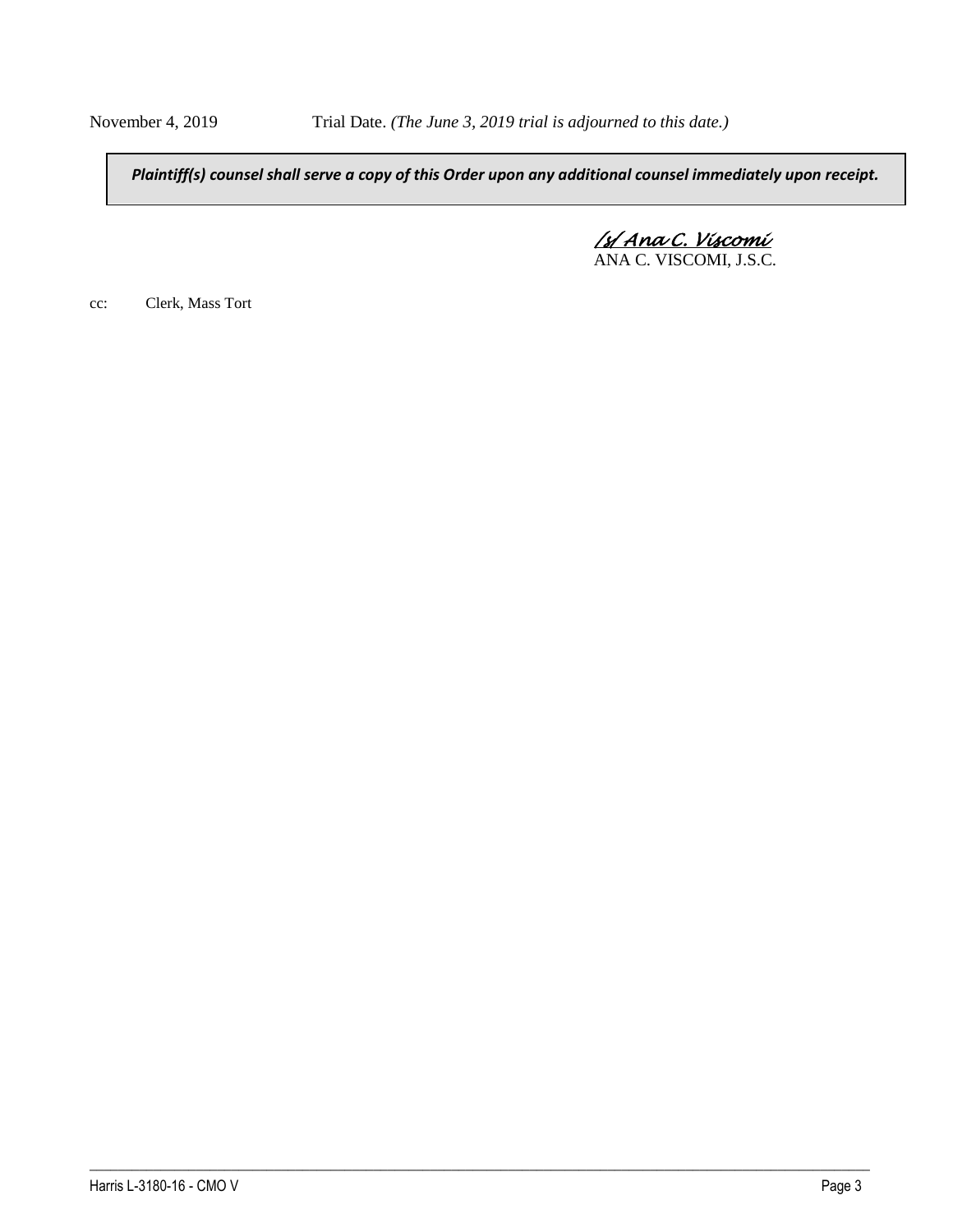| | |
|---|---|
| November 4, 2019 | Trial Date. *(The June 3, 2019 trial is adjourned to this date.)* |

***Plaintiff(s) counsel shall serve a copy of this Order upon any additional counsel immediately upon receipt.***

/s/ Ana C. Viscomi
ANA C. VISCOMI, J.S.C.

cc: Clerk, Mass Tort